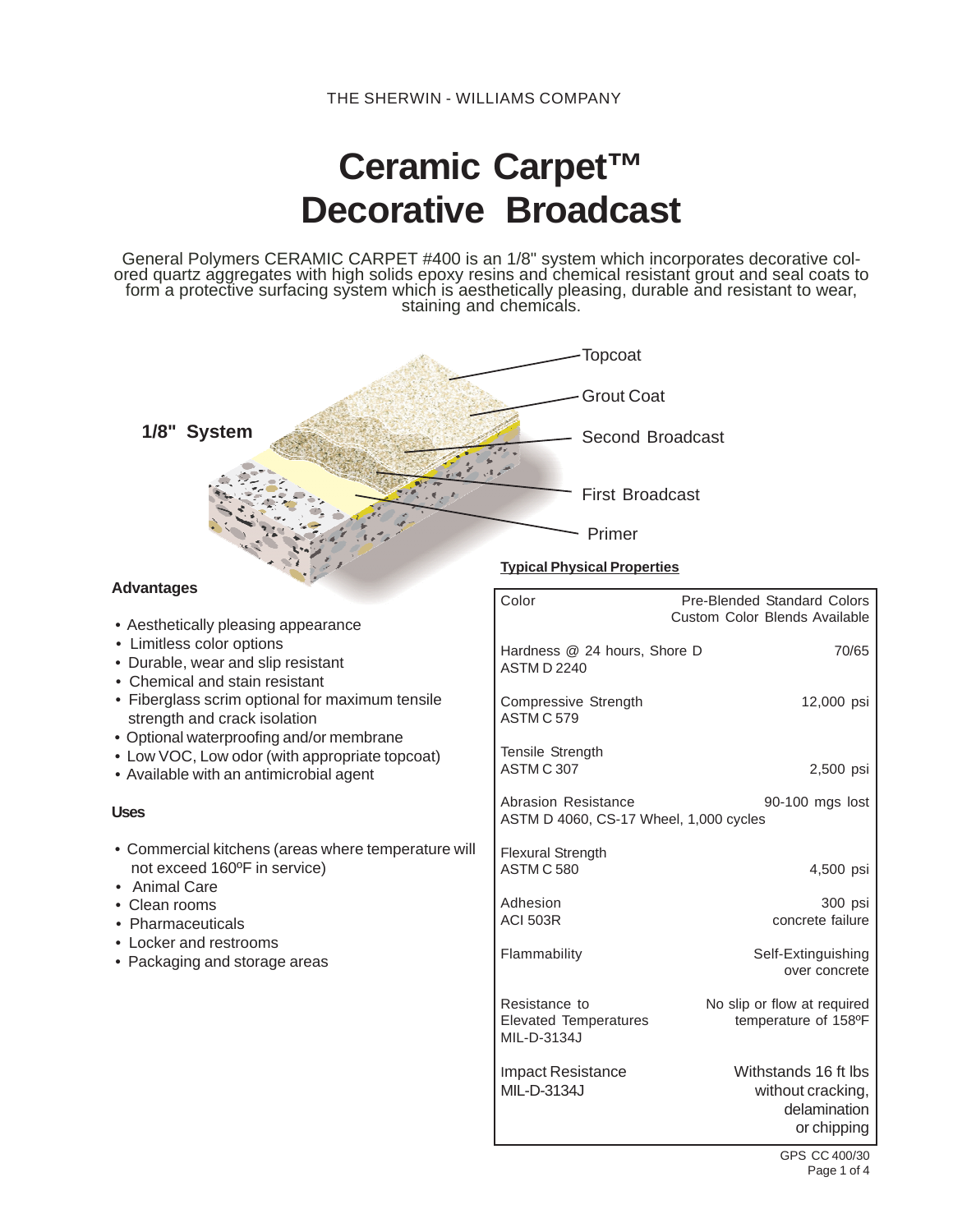THE SHERWIN - WILLIAMS COMPANY

# Ceramic Carpet™ Decorative Broadcast

General Polymers CERAMIC CARPET #400 is an 1/8" system which incorporates decorative colored quartz aggregates with high solids epoxy resins and chemical resistant grout and seal coats to form a protective surfacing system which is aesthetically pleasing, durable and resistant to wear, staining and chemicals.

**1/8" System**

- Topcoat
- Grout Coat
- Second Broadcast
- First Broadcast
- Primer

## Advantages

- Aesthetically pleasing appearance
- Limitless color options
- Durable, wear and slip resistant
- Chemical and stain resistant
- Fiberglass scrim optional for maximum tensile strength and crack isolation
- Optional waterproofing and/or membrane
- Low VOC, Low odor (with appropriate topcoat)
- Available with an antimicrobial agent

## Uses

- Commercial kitchens (areas where temperature will not exceed 160ºF in service)
- Animal Care
- Clean rooms
- Pharmaceuticals
- Locker and restrooms
- Packaging and storage areas

**Typical Physical Properties**

| Property | Value |
|---|---|
| Color | Pre-Blended Standard Colors Custom Color Blends Available |
| Hardness @ 24 hours, Shore D ASTM D 2240 | 70/65 |
| Compressive Strength ASTM C 579 | 12,000 psi |
| Tensile Strength ASTM C 307 | 2,500 psi |
| Abrasion Resistance ASTM D 4060, CS-17 Wheel, 1,000 cycles | 90-100 mgs lost |
| Flexural Strength ASTM C 580 | 4,500 psi |
| Adhesion ACI 503R | 300 psi concrete failure |
| Flammability | Self-Extinguishing over concrete |
| Resistance to Elevated Temperatures MIL-D-3134J | No slip or flow at required temperature of 158ºF |
| Impact Resistance MIL-D-3134J | Withstands 16 ft lbs without cracking, delamination or chipping |

GPS CC 400/30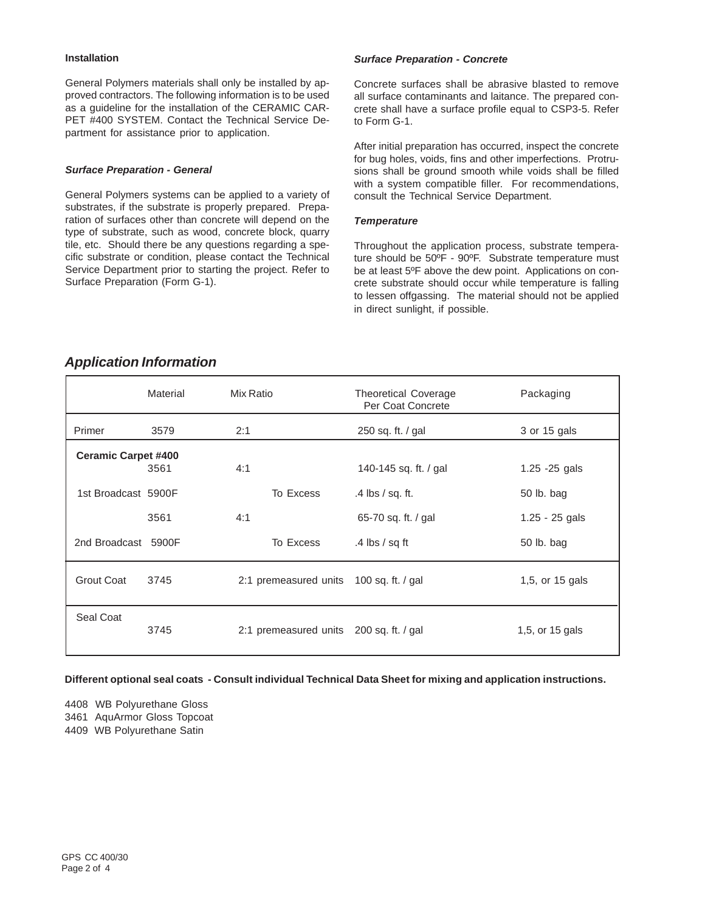### Installation

General Polymers materials shall only be installed by approved contractors. The following information is to be used as a guideline for the installation of the CERAMIC CARPET #400 SYSTEM. Contact the Technical Service Department for assistance prior to application.

### *Surface Preparation - General*

General Polymers systems can be applied to a variety of substrates, if the substrate is properly prepared. Preparation of surfaces other than concrete will depend on the type of substrate, such as wood, concrete block, quarry tile, etc. Should there be any questions regarding a specific substrate or condition, please contact the Technical Service Department prior to starting the project. Refer to Surface Preparation (Form G-1).

### *Surface Preparation - Concrete*

Concrete surfaces shall be abrasive blasted to remove all surface contaminants and laitance. The prepared concrete shall have a surface profile equal to CSP3-5. Refer to Form G-1.

After initial preparation has occurred, inspect the concrete for bug holes, voids, fins and other imperfections. Protrusions shall be ground smooth while voids shall be filled with a system compatible filler. For recommendations, consult the Technical Service Department.

### *Temperature*

Throughout the application process, substrate temperature should be 50ºF - 90ºF. Substrate temperature must be at least 5ºF above the dew point. Applications on concrete substrate should occur while temperature is falling to lessen offgassing. The material should not be applied in direct sunlight, if possible.

## *Application Information*

| | Material | Mix Ratio | Theoretical Coverage Per Coat Concrete | Packaging |
|---|---|---|---|---|
| Primer | 3579 | 2:1 | 250 sq. ft. / gal | 3 or 15 gals |
| **Ceramic Carpet #400** | 3561 | 4:1 | 140-145 sq. ft. / gal | 1.25 -25 gals |
| 1st Broadcast | 5900F | To Excess | .4 lbs / sq. ft. | 50 lb. bag |
| | 3561 | 4:1 | 65-70 sq. ft. / gal | 1.25 - 25 gals |
| 2nd Broadcast | 5900F | To Excess | .4 lbs / sq ft | 50 lb. bag |
| Grout Coat | 3745 | 2:1 premeasured units | 100 sq. ft. / gal | 1,5, or 15 gals |
| Seal Coat | 3745 | 2:1 premeasured units | 200 sq. ft. / gal | 1,5, or 15 gals |

**Different optional seal coats - Consult individual Technical Data Sheet for mixing and application instructions.**

4408 WB Polyurethane Gloss
3461 AquArmor Gloss Topcoat
4409 WB Polyurethane Satin

GPS CC 400/30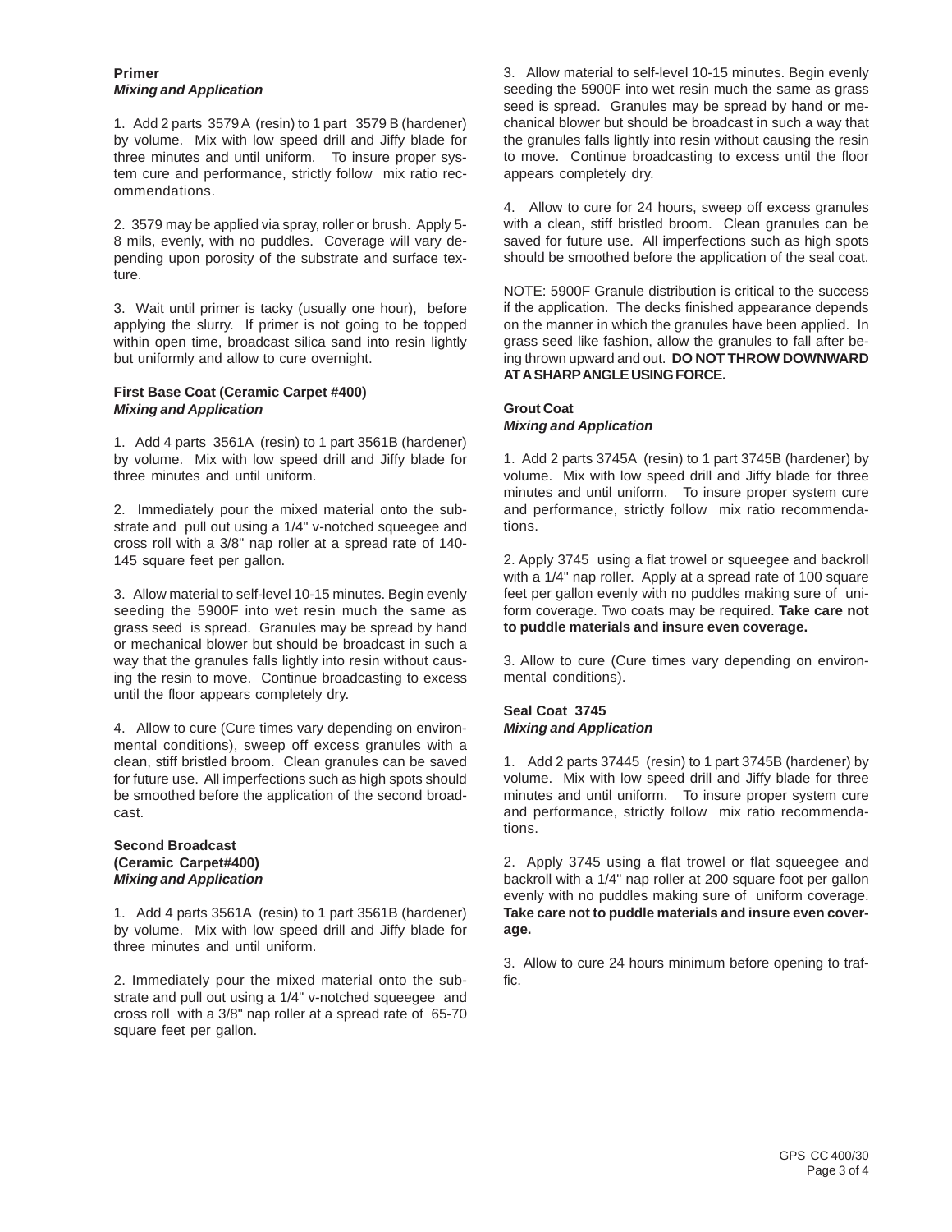**Primer**
***Mixing and Application***

1. Add 2 parts 3579 A (resin) to 1 part 3579 B (hardener) by volume. Mix with low speed drill and Jiffy blade for three minutes and until uniform. To insure proper system cure and performance, strictly follow mix ratio recommendations.

2. 3579 may be applied via spray, roller or brush. Apply 5-8 mils, evenly, with no puddles. Coverage will vary depending upon porosity of the substrate and surface texture.

3. Wait until primer is tacky (usually one hour), before applying the slurry. If primer is not going to be topped within open time, broadcast silica sand into resin lightly but uniformly and allow to cure overnight.

**First Base Coat (Ceramic Carpet #400)**
***Mixing and Application***

1. Add 4 parts 3561A (resin) to 1 part 3561B (hardener) by volume. Mix with low speed drill and Jiffy blade for three minutes and until uniform.

2. Immediately pour the mixed material onto the substrate and pull out using a 1/4" v-notched squeegee and cross roll with a 3/8" nap roller at a spread rate of 140-145 square feet per gallon.

3. Allow material to self-level 10-15 minutes. Begin evenly seeding the 5900F into wet resin much the same as grass seed is spread. Granules may be spread by hand or mechanical blower but should be broadcast in such a way that the granules falls lightly into resin without causing the resin to move. Continue broadcasting to excess until the floor appears completely dry.

4. Allow to cure (Cure times vary depending on environmental conditions), sweep off excess granules with a clean, stiff bristled broom. Clean granules can be saved for future use. All imperfections such as high spots should be smoothed before the application of the second broadcast.

**Second Broadcast**
**(Ceramic Carpet#400)**
***Mixing and Application***

1. Add 4 parts 3561A (resin) to 1 part 3561B (hardener) by volume. Mix with low speed drill and Jiffy blade for three minutes and until uniform.

2. Immediately pour the mixed material onto the substrate and pull out using a 1/4" v-notched squeegee and cross roll with a 3/8" nap roller at a spread rate of 65-70 square feet per gallon.

3. Allow material to self-level 10-15 minutes. Begin evenly seeding the 5900F into wet resin much the same as grass seed is spread. Granules may be spread by hand or mechanical blower but should be broadcast in such a way that the granules falls lightly into resin without causing the resin to move. Continue broadcasting to excess until the floor appears completely dry.

4. Allow to cure for 24 hours, sweep off excess granules with a clean, stiff bristled broom. Clean granules can be saved for future use. All imperfections such as high spots should be smoothed before the application of the seal coat.

NOTE: 5900F Granule distribution is critical to the success if the application. The decks finished appearance depends on the manner in which the granules have been applied. In grass seed like fashion, allow the granules to fall after being thrown upward and out. **DO NOT THROW DOWNWARD AT A SHARP ANGLE USING FORCE.**

**Grout Coat**
***Mixing and Application***

1. Add 2 parts 3745A (resin) to 1 part 3745B (hardener) by volume. Mix with low speed drill and Jiffy blade for three minutes and until uniform. To insure proper system cure and performance, strictly follow mix ratio recommendations.

2. Apply 3745 using a flat trowel or squeegee and backroll with a 1/4" nap roller. Apply at a spread rate of 100 square feet per gallon evenly with no puddles making sure of uniform coverage. Two coats may be required. **Take care not to puddle materials and insure even coverage.**

3. Allow to cure (Cure times vary depending on environmental conditions).

**Seal Coat 3745**
***Mixing and Application***

1. Add 2 parts 37445 (resin) to 1 part 3745B (hardener) by volume. Mix with low speed drill and Jiffy blade for three minutes and until uniform. To insure proper system cure and performance, strictly follow mix ratio recommendations.

2. Apply 3745 using a flat trowel or flat squeegee and backroll with a 1/4" nap roller at 200 square foot per gallon evenly with no puddles making sure of uniform coverage. **Take care not to puddle materials and insure even coverage.**

3. Allow to cure 24 hours minimum before opening to traffic.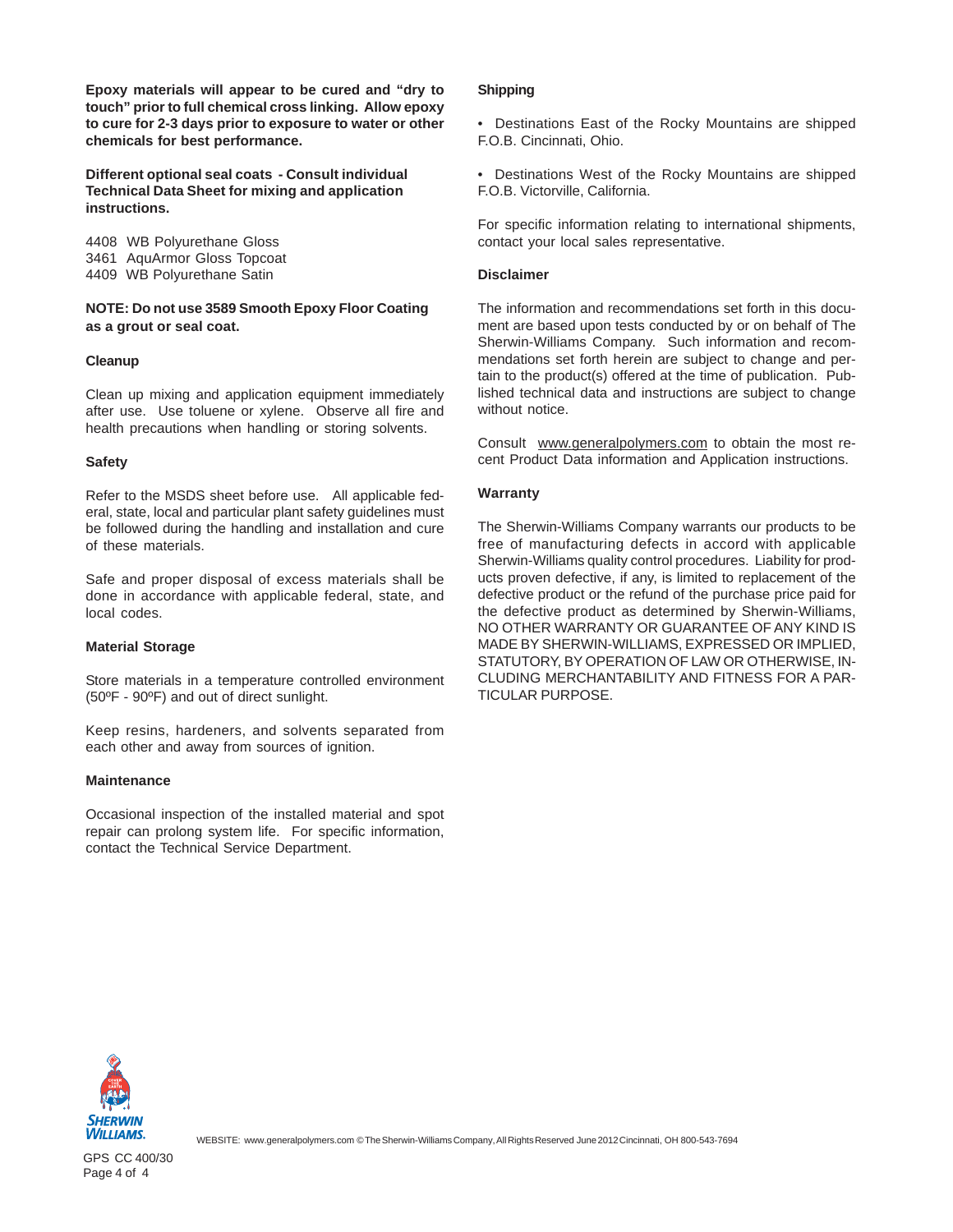**Epoxy materials will appear to be cured and "dry to touch" prior to full chemical cross linking. Allow epoxy to cure for 2-3 days prior to exposure to water or other chemicals for best performance.**

**Different optional seal coats - Consult individual Technical Data Sheet for mixing and application instructions.**

4408 WB Polyurethane Gloss
3461 AquArmor Gloss Topcoat
4409 WB Polyurethane Satin

**NOTE: Do not use 3589 Smooth Epoxy Floor Coating as a grout or seal coat.**

### Cleanup

Clean up mixing and application equipment immediately after use. Use toluene or xylene. Observe all fire and health precautions when handling or storing solvents.

### Safety

Refer to the MSDS sheet before use. All applicable federal, state, local and particular plant safety guidelines must be followed during the handling and installation and cure of these materials.

Safe and proper disposal of excess materials shall be done in accordance with applicable federal, state, and local codes.

### Material Storage

Store materials in a temperature controlled environment (50ºF - 90ºF) and out of direct sunlight.

Keep resins, hardeners, and solvents separated from each other and away from sources of ignition.

### Maintenance

Occasional inspection of the installed material and spot repair can prolong system life. For specific information, contact the Technical Service Department.

### Shipping

- Destinations East of the Rocky Mountains are shipped F.O.B. Cincinnati, Ohio.
- Destinations West of the Rocky Mountains are shipped F.O.B. Victorville, California.

For specific information relating to international shipments, contact your local sales representative.

### Disclaimer

The information and recommendations set forth in this document are based upon tests conducted by or on behalf of The Sherwin-Williams Company. Such information and recommendations set forth herein are subject to change and pertain to the product(s) offered at the time of publication. Published technical data and instructions are subject to change without notice.

Consult www.generalpolymers.com to obtain the most recent Product Data information and Application instructions.

### Warranty

The Sherwin-Williams Company warrants our products to be free of manufacturing defects in accord with applicable Sherwin-Williams quality control procedures. Liability for products proven defective, if any, is limited to replacement of the defective product or the refund of the purchase price paid for the defective product as determined by Sherwin-Williams, NO OTHER WARRANTY OR GUARANTEE OF ANY KIND IS MADE BY SHERWIN-WILLIAMS, EXPRESSED OR IMPLIED, STATUTORY, BY OPERATION OF LAW OR OTHERWISE, INCLUDING MERCHANTABILITY AND FITNESS FOR A PARTICULAR PURPOSE.

WEBSITE: www.generalpolymers.com ©The Sherwin-Williams Company, All Rights Reserved June 2012 Cincinnati, OH 800-543-7694

GPS CC 400/30